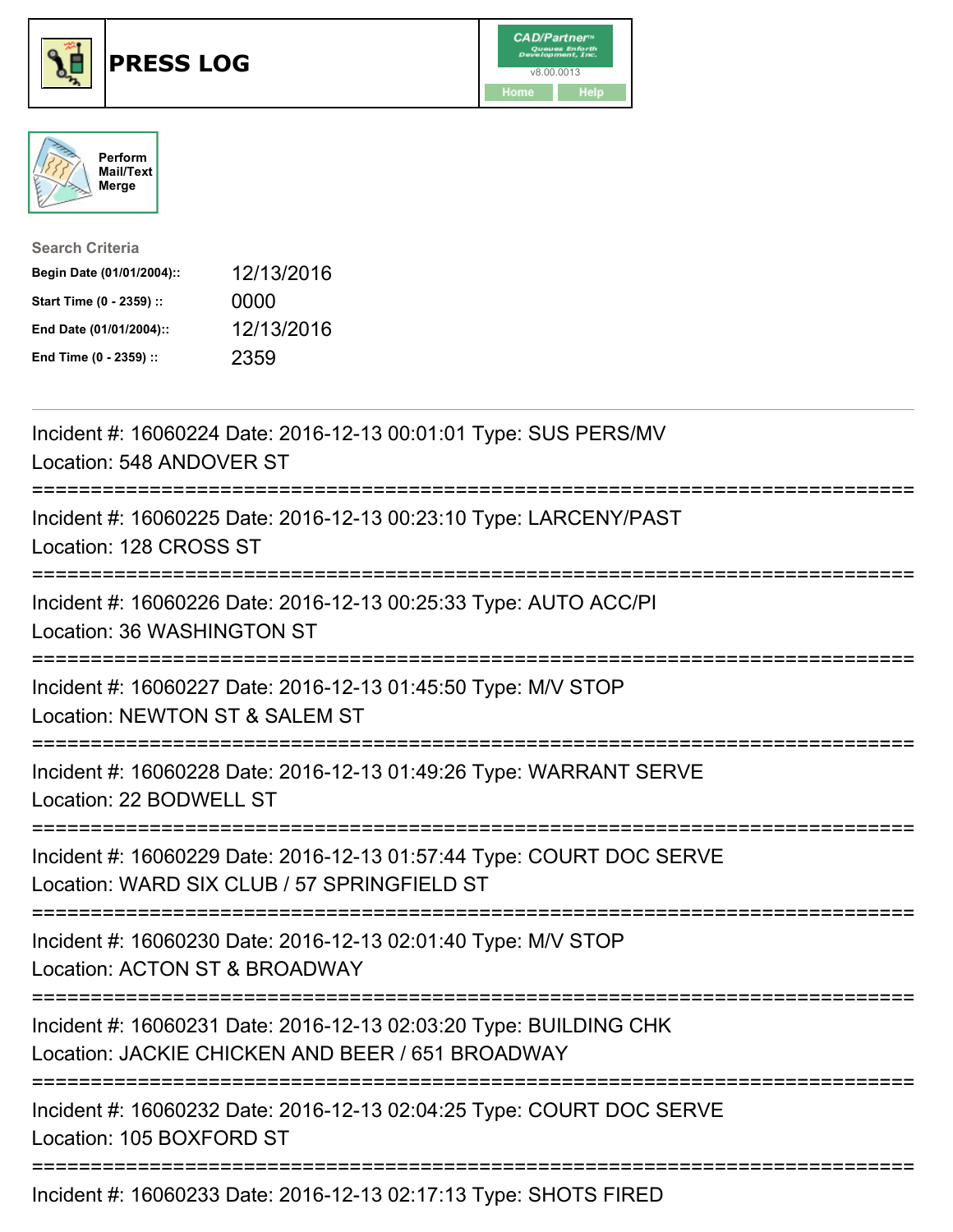# PRESS LOG

Perform Mail/Text Merge

**Search Criteria**

| | |
|---|---|
| **Begin Date (01/01/2004)::** | 12/13/2016 |
| **Start Time (0 - 2359) ::** | 0000 |
| **End Date (01/01/2004)::** | 12/13/2016 |
| **End Time (0 - 2359) ::** | 2359 |

---

Incident #: 16060224 Date: 2016-12-13 00:01:01 Type: SUS PERS/MV
Location: 548 ANDOVER ST

===========================================================================

Incident #: 16060225 Date: 2016-12-13 00:23:10 Type: LARCENY/PAST
Location: 128 CROSS ST

===========================================================================

Incident #: 16060226 Date: 2016-12-13 00:25:33 Type: AUTO ACC/PI
Location: 36 WASHINGTON ST

===========================================================================

Incident #: 16060227 Date: 2016-12-13 01:45:50 Type: M/V STOP
Location: NEWTON ST & SALEM ST

===========================================================================

Incident #: 16060228 Date: 2016-12-13 01:49:26 Type: WARRANT SERVE
Location: 22 BODWELL ST

===========================================================================

Incident #: 16060229 Date: 2016-12-13 01:57:44 Type: COURT DOC SERVE
Location: WARD SIX CLUB / 57 SPRINGFIELD ST

===========================================================================

Incident #: 16060230 Date: 2016-12-13 02:01:40 Type: M/V STOP
Location: ACTON ST & BROADWAY

===========================================================================

Incident #: 16060231 Date: 2016-12-13 02:03:20 Type: BUILDING CHK
Location: JACKIE CHICKEN AND BEER / 651 BROADWAY

===========================================================================

Incident #: 16060232 Date: 2016-12-13 02:04:25 Type: COURT DOC SERVE
Location: 105 BOXFORD ST

===========================================================================

Incident #: 16060233 Date: 2016-12-13 02:17:13 Type: SHOTS FIRED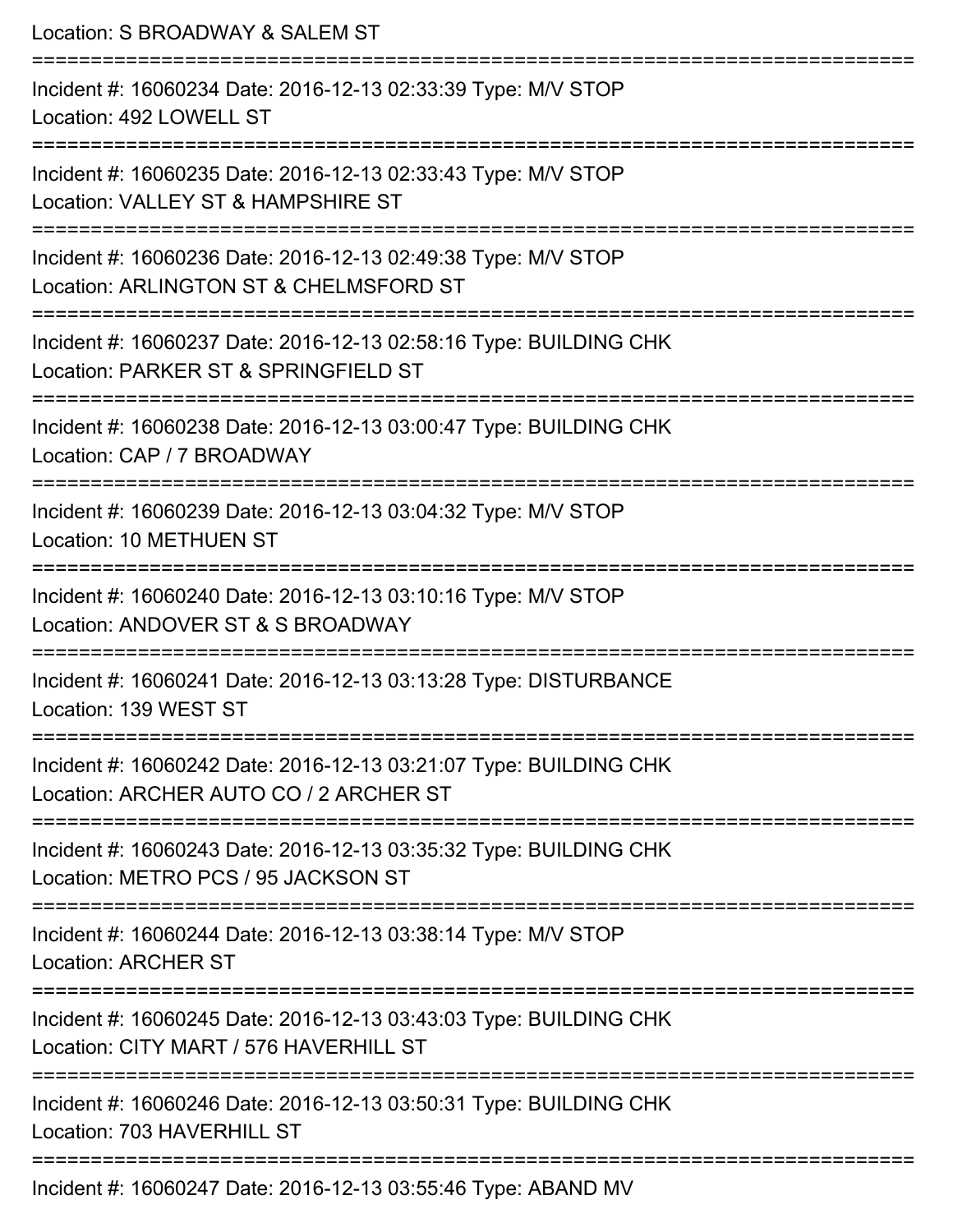Location: S BROADWAY & SALEM ST

===========================================================================

Incident #: 16060234 Date: 2016-12-13 02:33:39 Type: M/V STOP
Location: 492 LOWELL ST

===========================================================================

Incident #: 16060235 Date: 2016-12-13 02:33:43 Type: M/V STOP
Location: VALLEY ST & HAMPSHIRE ST

===========================================================================

Incident #: 16060236 Date: 2016-12-13 02:49:38 Type: M/V STOP
Location: ARLINGTON ST & CHELMSFORD ST

===========================================================================

Incident #: 16060237 Date: 2016-12-13 02:58:16 Type: BUILDING CHK
Location: PARKER ST & SPRINGFIELD ST

===========================================================================

Incident #: 16060238 Date: 2016-12-13 03:00:47 Type: BUILDING CHK
Location: CAP / 7 BROADWAY

===========================================================================

Incident #: 16060239 Date: 2016-12-13 03:04:32 Type: M/V STOP
Location: 10 METHUEN ST

===========================================================================

Incident #: 16060240 Date: 2016-12-13 03:10:16 Type: M/V STOP
Location: ANDOVER ST & S BROADWAY

===========================================================================

Incident #: 16060241 Date: 2016-12-13 03:13:28 Type: DISTURBANCE
Location: 139 WEST ST

===========================================================================

Incident #: 16060242 Date: 2016-12-13 03:21:07 Type: BUILDING CHK
Location: ARCHER AUTO CO / 2 ARCHER ST

===========================================================================

Incident #: 16060243 Date: 2016-12-13 03:35:32 Type: BUILDING CHK
Location: METRO PCS / 95 JACKSON ST

===========================================================================

Incident #: 16060244 Date: 2016-12-13 03:38:14 Type: M/V STOP
Location: ARCHER ST

===========================================================================

Incident #: 16060245 Date: 2016-12-13 03:43:03 Type: BUILDING CHK
Location: CITY MART / 576 HAVERHILL ST

===========================================================================

Incident #: 16060246 Date: 2016-12-13 03:50:31 Type: BUILDING CHK
Location: 703 HAVERHILL ST

===========================================================================

Incident #: 16060247 Date: 2016-12-13 03:55:46 Type: ABAND MV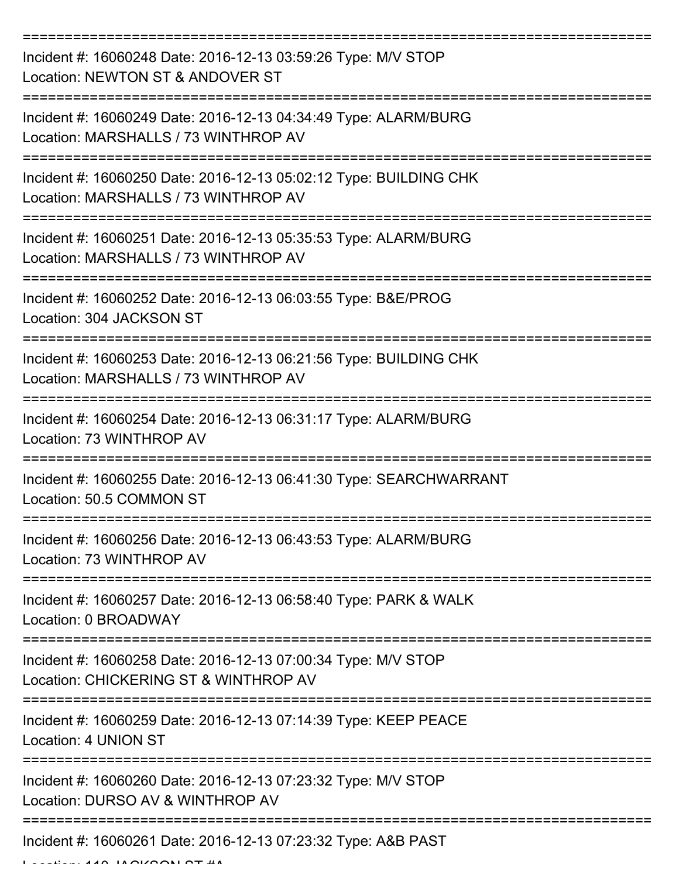===========================================================================

Incident #: 16060248 Date: 2016-12-13 03:59:26 Type: M/V STOP
Location: NEWTON ST & ANDOVER ST

===========================================================================

Incident #: 16060249 Date: 2016-12-13 04:34:49 Type: ALARM/BURG
Location: MARSHALLS / 73 WINTHROP AV

===========================================================================

Incident #: 16060250 Date: 2016-12-13 05:02:12 Type: BUILDING CHK
Location: MARSHALLS / 73 WINTHROP AV

===========================================================================

Incident #: 16060251 Date: 2016-12-13 05:35:53 Type: ALARM/BURG
Location: MARSHALLS / 73 WINTHROP AV

===========================================================================

Incident #: 16060252 Date: 2016-12-13 06:03:55 Type: B&E/PROG
Location: 304 JACKSON ST

===========================================================================

Incident #: 16060253 Date: 2016-12-13 06:21:56 Type: BUILDING CHK
Location: MARSHALLS / 73 WINTHROP AV

===========================================================================

Incident #: 16060254 Date: 2016-12-13 06:31:17 Type: ALARM/BURG
Location: 73 WINTHROP AV

===========================================================================

Incident #: 16060255 Date: 2016-12-13 06:41:30 Type: SEARCHWARRANT
Location: 50.5 COMMON ST

===========================================================================

Incident #: 16060256 Date: 2016-12-13 06:43:53 Type: ALARM/BURG
Location: 73 WINTHROP AV

===========================================================================

Incident #: 16060257 Date: 2016-12-13 06:58:40 Type: PARK & WALK
Location: 0 BROADWAY

===========================================================================

Incident #: 16060258 Date: 2016-12-13 07:00:34 Type: M/V STOP
Location: CHICKERING ST & WINTHROP AV

===========================================================================

Incident #: 16060259 Date: 2016-12-13 07:14:39 Type: KEEP PEACE
Location: 4 UNION ST

===========================================================================

Incident #: 16060260 Date: 2016-12-13 07:23:32 Type: M/V STOP
Location: DURSO AV & WINTHROP AV

===========================================================================

Incident #: 16060261 Date: 2016-12-13 07:23:32 Type: A&B PAST
Location: 110 JACKSON ST #A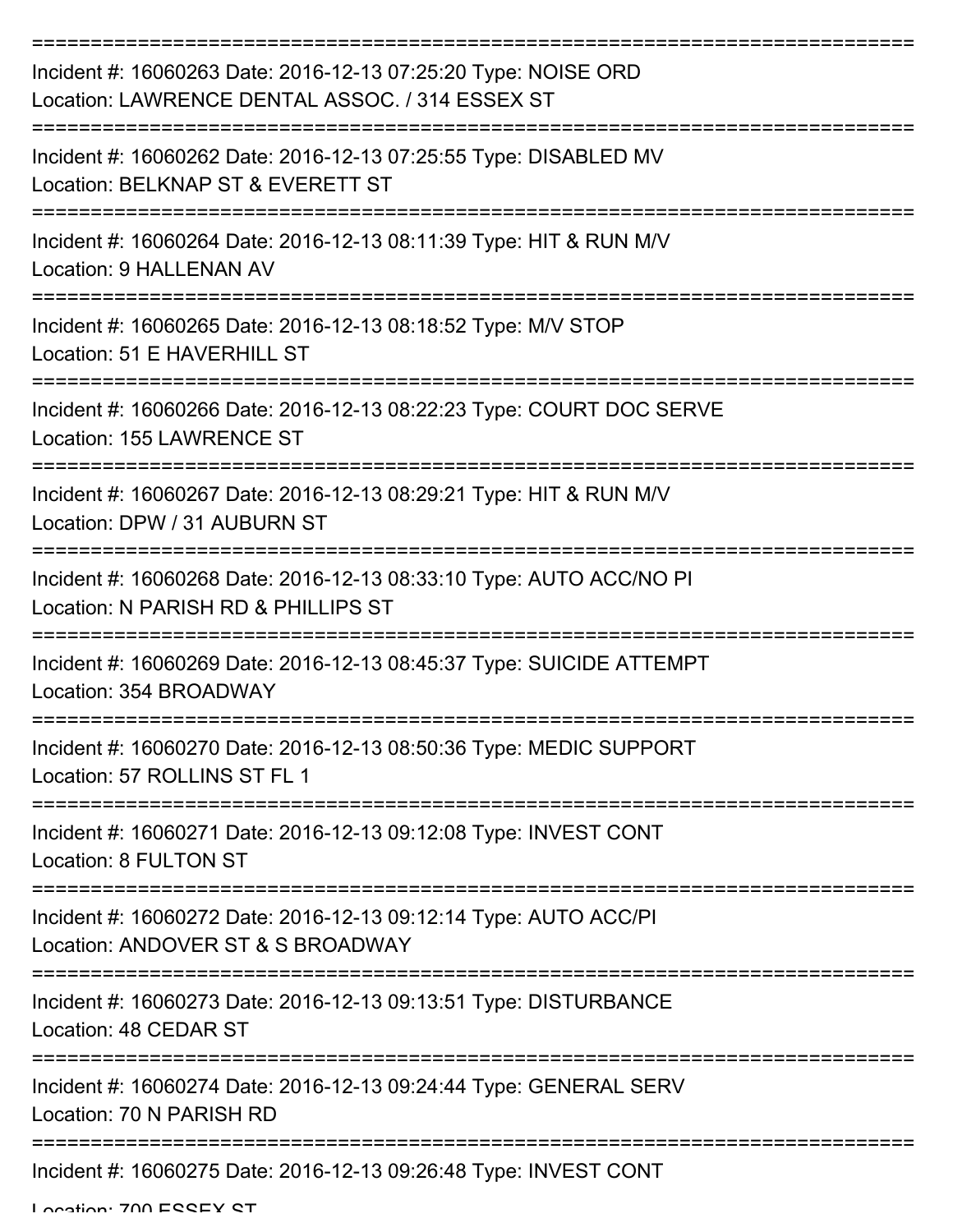Incident #: 16060263 Date: 2016-12-13 07:25:20 Type: NOISE ORD
Location: LAWRENCE DENTAL ASSOC. / 314 ESSEX ST

Incident #: 16060262 Date: 2016-12-13 07:25:55 Type: DISABLED MV
Location: BELKNAP ST & EVERETT ST

Incident #: 16060264 Date: 2016-12-13 08:11:39 Type: HIT & RUN M/V
Location: 9 HALLENAN AV

Incident #: 16060265 Date: 2016-12-13 08:18:52 Type: M/V STOP
Location: 51 E HAVERHILL ST

Incident #: 16060266 Date: 2016-12-13 08:22:23 Type: COURT DOC SERVE
Location: 155 LAWRENCE ST

Incident #: 16060267 Date: 2016-12-13 08:29:21 Type: HIT & RUN M/V
Location: DPW / 31 AUBURN ST

Incident #: 16060268 Date: 2016-12-13 08:33:10 Type: AUTO ACC/NO PI
Location: N PARISH RD & PHILLIPS ST

Incident #: 16060269 Date: 2016-12-13 08:45:37 Type: SUICIDE ATTEMPT
Location: 354 BROADWAY

Incident #: 16060270 Date: 2016-12-13 08:50:36 Type: MEDIC SUPPORT
Location: 57 ROLLINS ST FL 1

Incident #: 16060271 Date: 2016-12-13 09:12:08 Type: INVEST CONT
Location: 8 FULTON ST

Incident #: 16060272 Date: 2016-12-13 09:12:14 Type: AUTO ACC/PI
Location: ANDOVER ST & S BROADWAY

Incident #: 16060273 Date: 2016-12-13 09:13:51 Type: DISTURBANCE
Location: 48 CEDAR ST

Incident #: 16060274 Date: 2016-12-13 09:24:44 Type: GENERAL SERV
Location: 70 N PARISH RD

Incident #: 16060275 Date: 2016-12-13 09:26:48 Type: INVEST CONT
Location: 700 ESSEX ST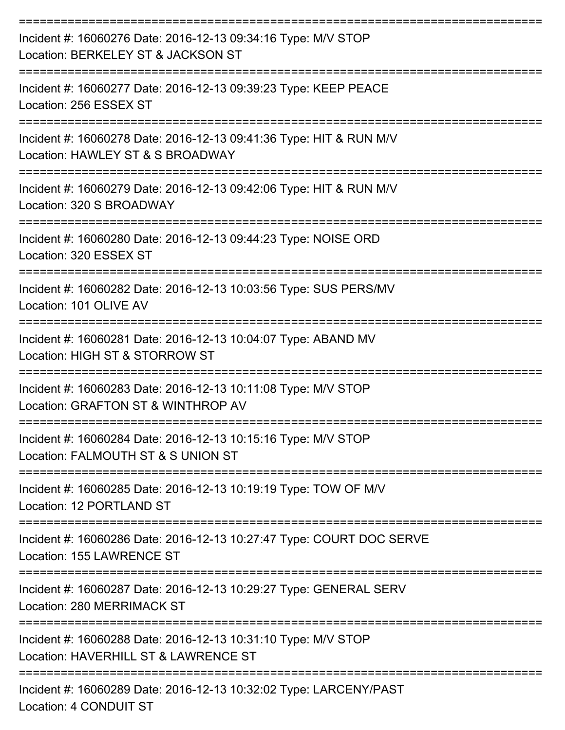===========================================================================

Incident #: 16060276 Date: 2016-12-13 09:34:16 Type: M/V STOP
Location: BERKELEY ST & JACKSON ST

===========================================================================

Incident #: 16060277 Date: 2016-12-13 09:39:23 Type: KEEP PEACE
Location: 256 ESSEX ST

===========================================================================

Incident #: 16060278 Date: 2016-12-13 09:41:36 Type: HIT & RUN M/V
Location: HAWLEY ST & S BROADWAY

===========================================================================

Incident #: 16060279 Date: 2016-12-13 09:42:06 Type: HIT & RUN M/V
Location: 320 S BROADWAY

===========================================================================

Incident #: 16060280 Date: 2016-12-13 09:44:23 Type: NOISE ORD
Location: 320 ESSEX ST

===========================================================================

Incident #: 16060282 Date: 2016-12-13 10:03:56 Type: SUS PERS/MV
Location: 101 OLIVE AV

===========================================================================

Incident #: 16060281 Date: 2016-12-13 10:04:07 Type: ABAND MV
Location: HIGH ST & STORROW ST

===========================================================================

Incident #: 16060283 Date: 2016-12-13 10:11:08 Type: M/V STOP
Location: GRAFTON ST & WINTHROP AV

===========================================================================

Incident #: 16060284 Date: 2016-12-13 10:15:16 Type: M/V STOP
Location: FALMOUTH ST & S UNION ST

===========================================================================

Incident #: 16060285 Date: 2016-12-13 10:19:19 Type: TOW OF M/V
Location: 12 PORTLAND ST

===========================================================================

Incident #: 16060286 Date: 2016-12-13 10:27:47 Type: COURT DOC SERVE
Location: 155 LAWRENCE ST

===========================================================================

Incident #: 16060287 Date: 2016-12-13 10:29:27 Type: GENERAL SERV
Location: 280 MERRIMACK ST

===========================================================================

Incident #: 16060288 Date: 2016-12-13 10:31:10 Type: M/V STOP
Location: HAVERHILL ST & LAWRENCE ST

===========================================================================

Incident #: 16060289 Date: 2016-12-13 10:32:02 Type: LARCENY/PAST
Location: 4 CONDUIT ST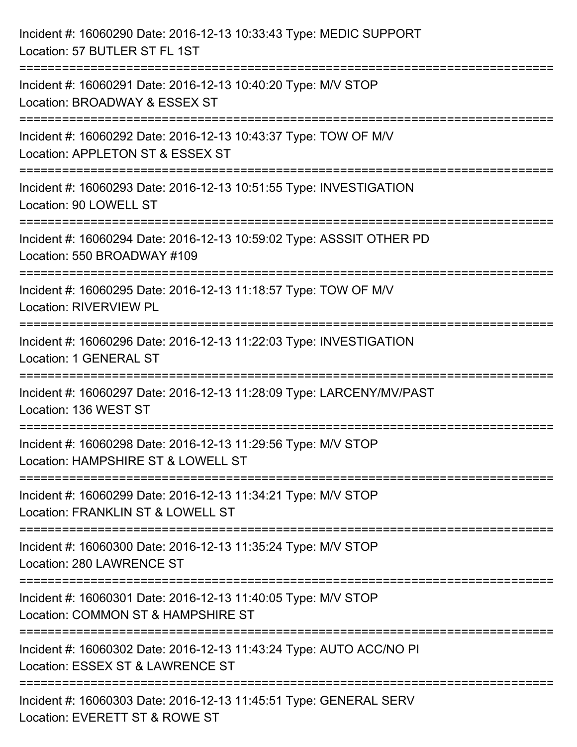Incident #: 16060290 Date: 2016-12-13 10:33:43 Type: MEDIC SUPPORT
Location: 57 BUTLER ST FL 1ST

===========================================================================

Incident #: 16060291 Date: 2016-12-13 10:40:20 Type: M/V STOP
Location: BROADWAY & ESSEX ST

===========================================================================

Incident #: 16060292 Date: 2016-12-13 10:43:37 Type: TOW OF M/V
Location: APPLETON ST & ESSEX ST

===========================================================================

Incident #: 16060293 Date: 2016-12-13 10:51:55 Type: INVESTIGATION
Location: 90 LOWELL ST

===========================================================================

Incident #: 16060294 Date: 2016-12-13 10:59:02 Type: ASSSIT OTHER PD
Location: 550 BROADWAY #109

===========================================================================

Incident #: 16060295 Date: 2016-12-13 11:18:57 Type: TOW OF M/V
Location: RIVERVIEW PL

===========================================================================

Incident #: 16060296 Date: 2016-12-13 11:22:03 Type: INVESTIGATION
Location: 1 GENERAL ST

===========================================================================

Incident #: 16060297 Date: 2016-12-13 11:28:09 Type: LARCENY/MV/PAST
Location: 136 WEST ST

===========================================================================

Incident #: 16060298 Date: 2016-12-13 11:29:56 Type: M/V STOP
Location: HAMPSHIRE ST & LOWELL ST

===========================================================================

Incident #: 16060299 Date: 2016-12-13 11:34:21 Type: M/V STOP
Location: FRANKLIN ST & LOWELL ST

===========================================================================

Incident #: 16060300 Date: 2016-12-13 11:35:24 Type: M/V STOP
Location: 280 LAWRENCE ST

===========================================================================

Incident #: 16060301 Date: 2016-12-13 11:40:05 Type: M/V STOP
Location: COMMON ST & HAMPSHIRE ST

===========================================================================

Incident #: 16060302 Date: 2016-12-13 11:43:24 Type: AUTO ACC/NO PI
Location: ESSEX ST & LAWRENCE ST

===========================================================================

Incident #: 16060303 Date: 2016-12-13 11:45:51 Type: GENERAL SERV
Location: EVERETT ST & ROWE ST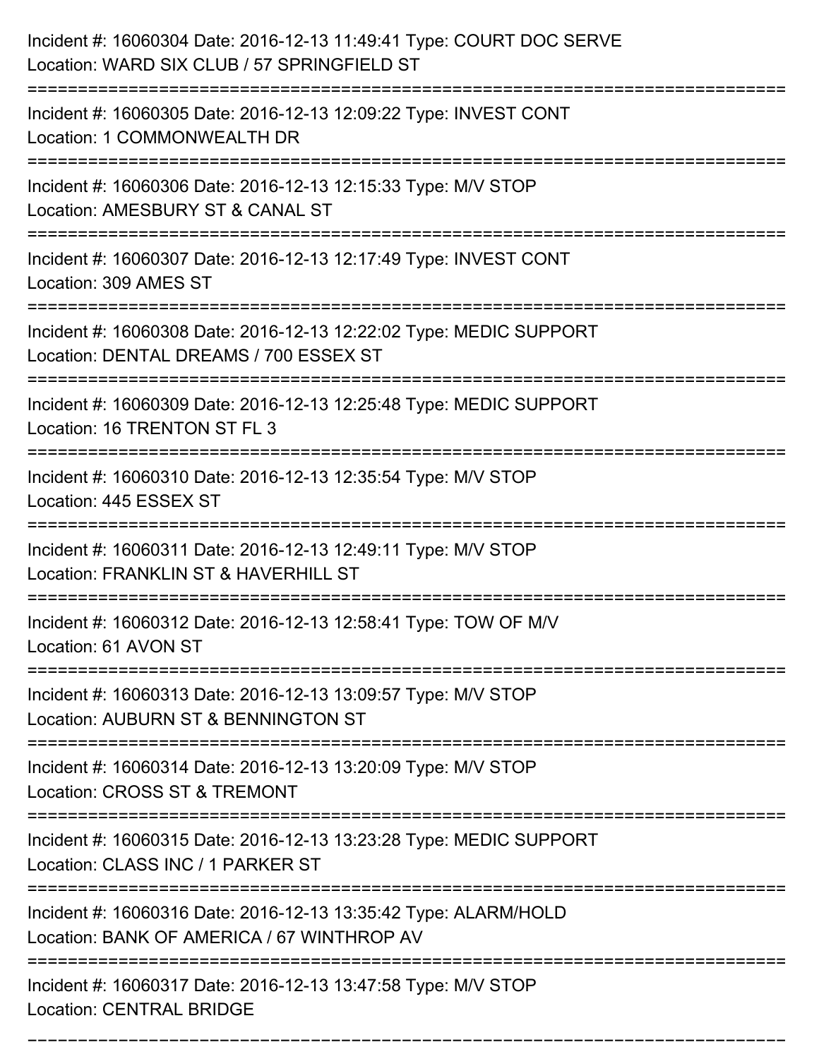Incident #: 16060304 Date: 2016-12-13 11:49:41 Type: COURT DOC SERVE
Location: WARD SIX CLUB / 57 SPRINGFIELD ST

===========================================================================

Incident #: 16060305 Date: 2016-12-13 12:09:22 Type: INVEST CONT
Location: 1 COMMONWEALTH DR

===========================================================================

Incident #: 16060306 Date: 2016-12-13 12:15:33 Type: M/V STOP
Location: AMESBURY ST & CANAL ST

===========================================================================

Incident #: 16060307 Date: 2016-12-13 12:17:49 Type: INVEST CONT
Location: 309 AMES ST

===========================================================================

Incident #: 16060308 Date: 2016-12-13 12:22:02 Type: MEDIC SUPPORT
Location: DENTAL DREAMS / 700 ESSEX ST

===========================================================================

Incident #: 16060309 Date: 2016-12-13 12:25:48 Type: MEDIC SUPPORT
Location: 16 TRENTON ST FL 3

===========================================================================

Incident #: 16060310 Date: 2016-12-13 12:35:54 Type: M/V STOP
Location: 445 ESSEX ST

===========================================================================

Incident #: 16060311 Date: 2016-12-13 12:49:11 Type: M/V STOP
Location: FRANKLIN ST & HAVERHILL ST

===========================================================================

Incident #: 16060312 Date: 2016-12-13 12:58:41 Type: TOW OF M/V
Location: 61 AVON ST

===========================================================================

Incident #: 16060313 Date: 2016-12-13 13:09:57 Type: M/V STOP
Location: AUBURN ST & BENNINGTON ST

===========================================================================

Incident #: 16060314 Date: 2016-12-13 13:20:09 Type: M/V STOP
Location: CROSS ST & TREMONT

===========================================================================

Incident #: 16060315 Date: 2016-12-13 13:23:28 Type: MEDIC SUPPORT
Location: CLASS INC / 1 PARKER ST

===========================================================================

Incident #: 16060316 Date: 2016-12-13 13:35:42 Type: ALARM/HOLD
Location: BANK OF AMERICA / 67 WINTHROP AV

===========================================================================

Incident #: 16060317 Date: 2016-12-13 13:47:58 Type: M/V STOP
Location: CENTRAL BRIDGE

===========================================================================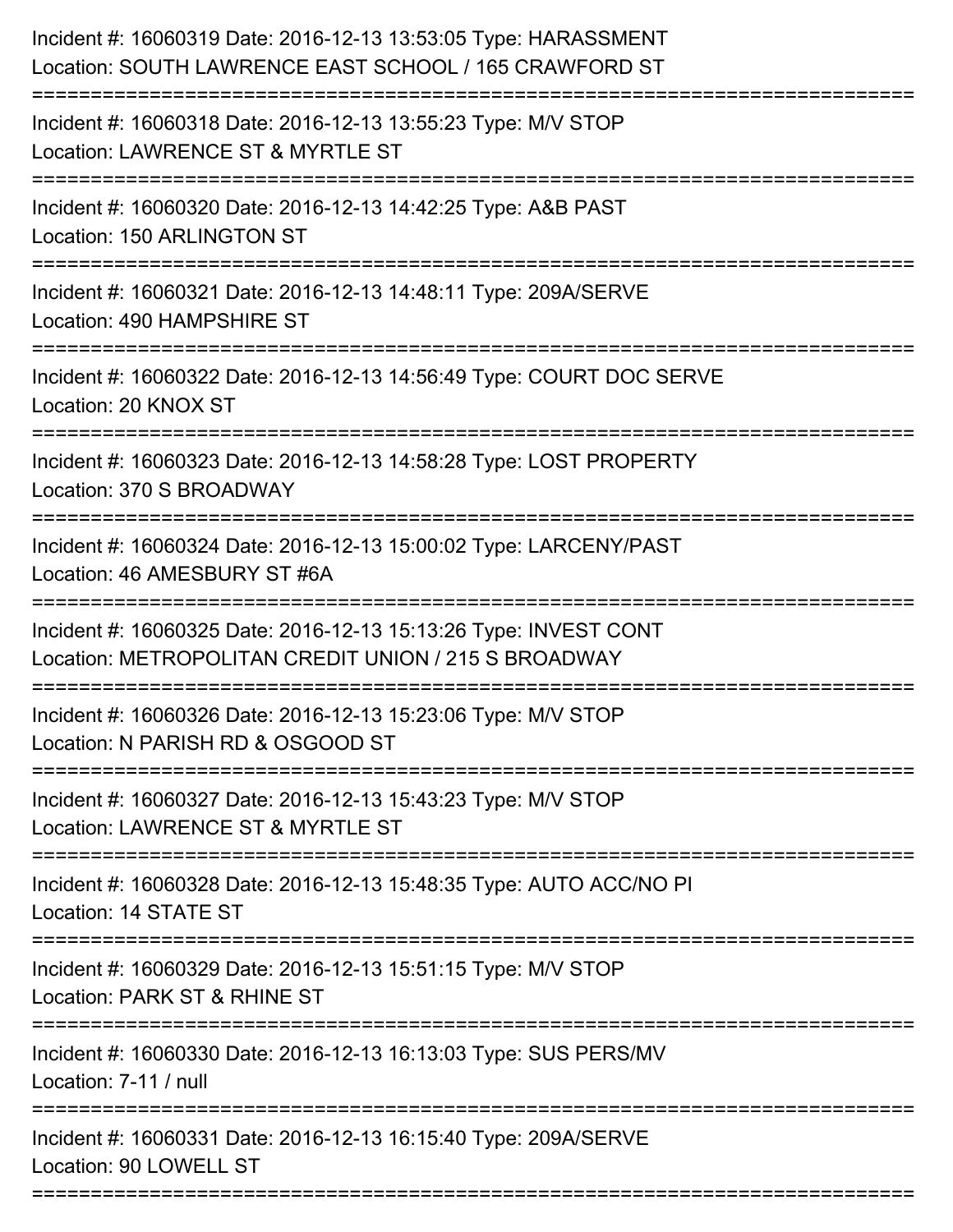Incident #: 16060319 Date: 2016-12-13 13:53:05 Type: HARASSMENT
Location: SOUTH LAWRENCE EAST SCHOOL / 165 CRAWFORD ST

===========================================================================

Incident #: 16060318 Date: 2016-12-13 13:55:23 Type: M/V STOP
Location: LAWRENCE ST & MYRTLE ST

===========================================================================

Incident #: 16060320 Date: 2016-12-13 14:42:25 Type: A&B PAST
Location: 150 ARLINGTON ST

===========================================================================

Incident #: 16060321 Date: 2016-12-13 14:48:11 Type: 209A/SERVE
Location: 490 HAMPSHIRE ST

===========================================================================

Incident #: 16060322 Date: 2016-12-13 14:56:49 Type: COURT DOC SERVE
Location: 20 KNOX ST

===========================================================================

Incident #: 16060323 Date: 2016-12-13 14:58:28 Type: LOST PROPERTY
Location: 370 S BROADWAY

===========================================================================

Incident #: 16060324 Date: 2016-12-13 15:00:02 Type: LARCENY/PAST
Location: 46 AMESBURY ST #6A

===========================================================================

Incident #: 16060325 Date: 2016-12-13 15:13:26 Type: INVEST CONT
Location: METROPOLITAN CREDIT UNION / 215 S BROADWAY

===========================================================================

Incident #: 16060326 Date: 2016-12-13 15:23:06 Type: M/V STOP
Location: N PARISH RD & OSGOOD ST

===========================================================================

Incident #: 16060327 Date: 2016-12-13 15:43:23 Type: M/V STOP
Location: LAWRENCE ST & MYRTLE ST

===========================================================================

Incident #: 16060328 Date: 2016-12-13 15:48:35 Type: AUTO ACC/NO PI
Location: 14 STATE ST

===========================================================================

Incident #: 16060329 Date: 2016-12-13 15:51:15 Type: M/V STOP
Location: PARK ST & RHINE ST

===========================================================================

Incident #: 16060330 Date: 2016-12-13 16:13:03 Type: SUS PERS/MV
Location: 7-11 / null

===========================================================================

Incident #: 16060331 Date: 2016-12-13 16:15:40 Type: 209A/SERVE
Location: 90 LOWELL ST

===========================================================================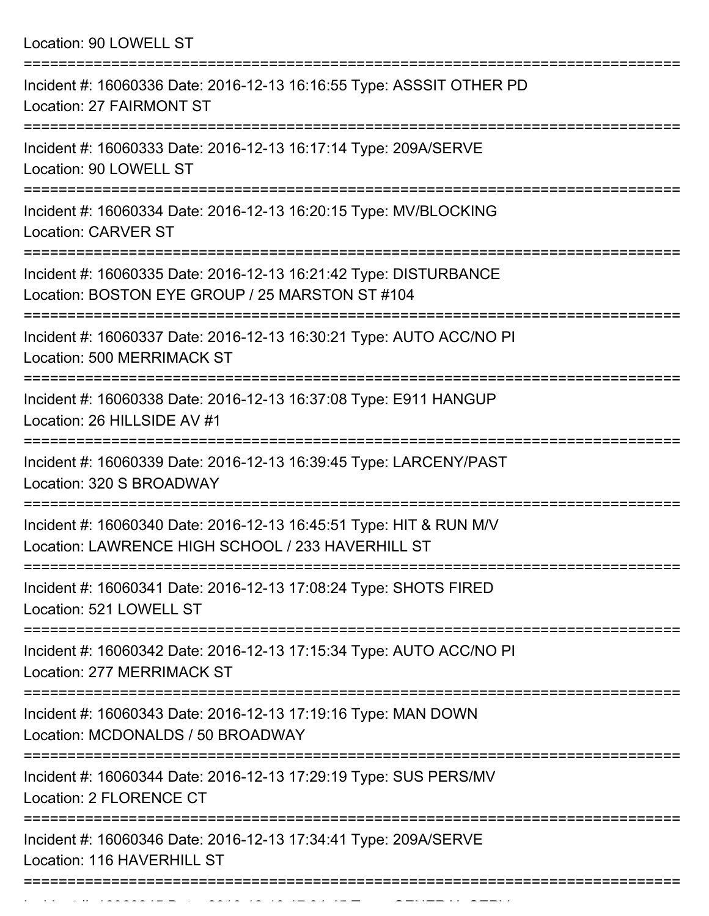Location: 90 LOWELL ST

===========================================================================

Incident #: 16060336 Date: 2016-12-13 16:16:55 Type: ASSSIT OTHER PD
Location: 27 FAIRMONT ST

===========================================================================

Incident #: 16060333 Date: 2016-12-13 16:17:14 Type: 209A/SERVE
Location: 90 LOWELL ST

===========================================================================

Incident #: 16060334 Date: 2016-12-13 16:20:15 Type: MV/BLOCKING
Location: CARVER ST

===========================================================================

Incident #: 16060335 Date: 2016-12-13 16:21:42 Type: DISTURBANCE
Location: BOSTON EYE GROUP / 25 MARSTON ST #104

===========================================================================

Incident #: 16060337 Date: 2016-12-13 16:30:21 Type: AUTO ACC/NO PI
Location: 500 MERRIMACK ST

===========================================================================

Incident #: 16060338 Date: 2016-12-13 16:37:08 Type: E911 HANGUP
Location: 26 HILLSIDE AV #1

===========================================================================

Incident #: 16060339 Date: 2016-12-13 16:39:45 Type: LARCENY/PAST
Location: 320 S BROADWAY

===========================================================================

Incident #: 16060340 Date: 2016-12-13 16:45:51 Type: HIT & RUN M/V
Location: LAWRENCE HIGH SCHOOL / 233 HAVERHILL ST

===========================================================================

Incident #: 16060341 Date: 2016-12-13 17:08:24 Type: SHOTS FIRED
Location: 521 LOWELL ST

===========================================================================

Incident #: 16060342 Date: 2016-12-13 17:15:34 Type: AUTO ACC/NO PI
Location: 277 MERRIMACK ST

===========================================================================

Incident #: 16060343 Date: 2016-12-13 17:19:16 Type: MAN DOWN
Location: MCDONALDS / 50 BROADWAY

===========================================================================

Incident #: 16060344 Date: 2016-12-13 17:29:19 Type: SUS PERS/MV
Location: 2 FLORENCE CT

===========================================================================

Incident #: 16060346 Date: 2016-12-13 17:34:41 Type: 209A/SERVE
Location: 116 HAVERHILL ST

===========================================================================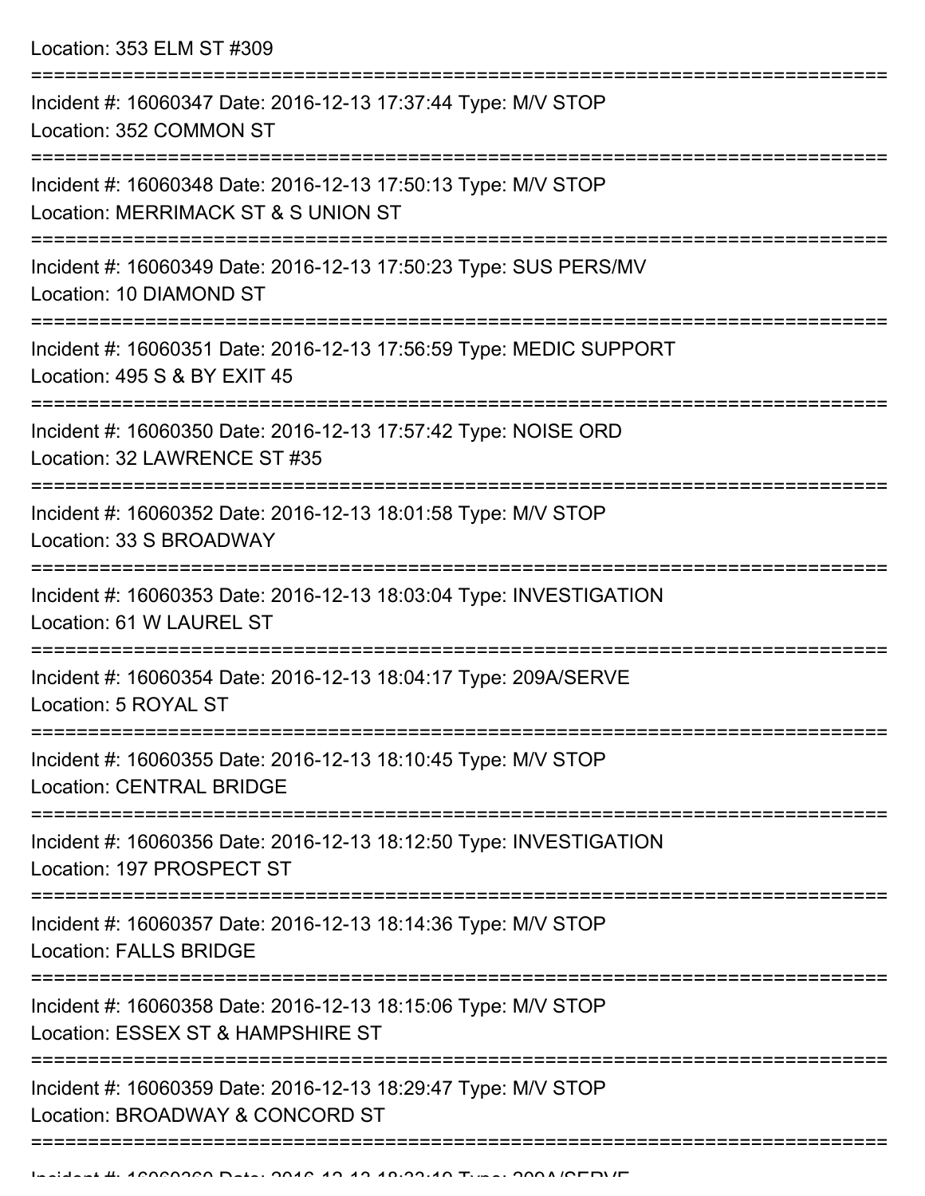Location: 353 ELM ST #309

===========================================================================

Incident #: 16060347 Date: 2016-12-13 17:37:44 Type: M/V STOP
Location: 352 COMMON ST

===========================================================================

Incident #: 16060348 Date: 2016-12-13 17:50:13 Type: M/V STOP
Location: MERRIMACK ST & S UNION ST

===========================================================================

Incident #: 16060349 Date: 2016-12-13 17:50:23 Type: SUS PERS/MV
Location: 10 DIAMOND ST

===========================================================================

Incident #: 16060351 Date: 2016-12-13 17:56:59 Type: MEDIC SUPPORT
Location: 495 S & BY EXIT 45

===========================================================================

Incident #: 16060350 Date: 2016-12-13 17:57:42 Type: NOISE ORD
Location: 32 LAWRENCE ST #35

===========================================================================

Incident #: 16060352 Date: 2016-12-13 18:01:58 Type: M/V STOP
Location: 33 S BROADWAY

===========================================================================

Incident #: 16060353 Date: 2016-12-13 18:03:04 Type: INVESTIGATION
Location: 61 W LAUREL ST

===========================================================================

Incident #: 16060354 Date: 2016-12-13 18:04:17 Type: 209A/SERVE
Location: 5 ROYAL ST

===========================================================================

Incident #: 16060355 Date: 2016-12-13 18:10:45 Type: M/V STOP
Location: CENTRAL BRIDGE

===========================================================================

Incident #: 16060356 Date: 2016-12-13 18:12:50 Type: INVESTIGATION
Location: 197 PROSPECT ST

===========================================================================

Incident #: 16060357 Date: 2016-12-13 18:14:36 Type: M/V STOP
Location: FALLS BRIDGE

===========================================================================

Incident #: 16060358 Date: 2016-12-13 18:15:06 Type: M/V STOP
Location: ESSEX ST & HAMPSHIRE ST

===========================================================================

Incident #: 16060359 Date: 2016-12-13 18:29:47 Type: M/V STOP
Location: BROADWAY & CONCORD ST

===========================================================================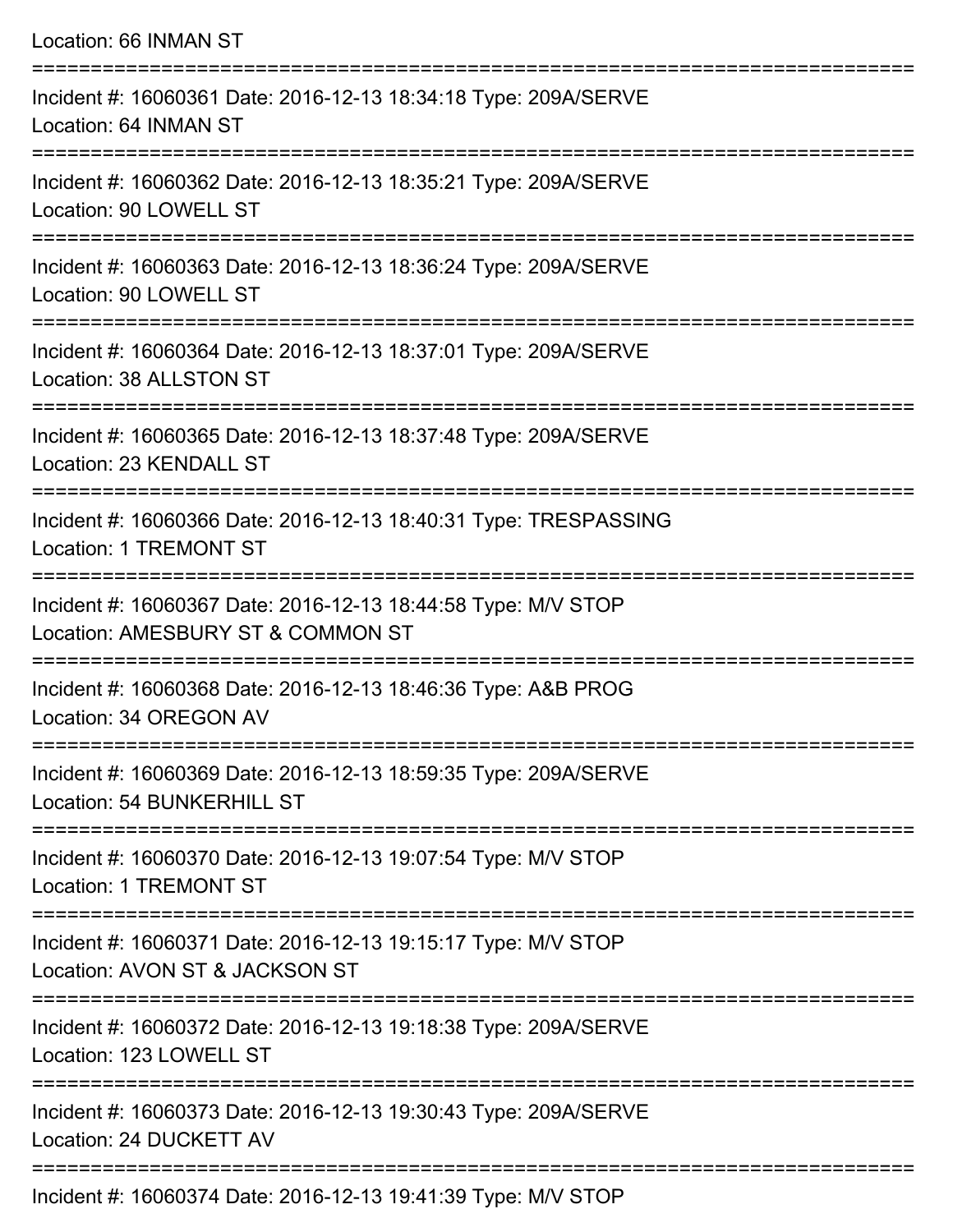Location: 66 INMAN ST

===========================================================================

Incident #: 16060361 Date: 2016-12-13 18:34:18 Type: 209A/SERVE
Location: 64 INMAN ST

===========================================================================

Incident #: 16060362 Date: 2016-12-13 18:35:21 Type: 209A/SERVE
Location: 90 LOWELL ST

===========================================================================

Incident #: 16060363 Date: 2016-12-13 18:36:24 Type: 209A/SERVE
Location: 90 LOWELL ST

===========================================================================

Incident #: 16060364 Date: 2016-12-13 18:37:01 Type: 209A/SERVE
Location: 38 ALLSTON ST

===========================================================================

Incident #: 16060365 Date: 2016-12-13 18:37:48 Type: 209A/SERVE
Location: 23 KENDALL ST

===========================================================================

Incident #: 16060366 Date: 2016-12-13 18:40:31 Type: TRESPASSING
Location: 1 TREMONT ST

===========================================================================

Incident #: 16060367 Date: 2016-12-13 18:44:58 Type: M/V STOP
Location: AMESBURY ST & COMMON ST

===========================================================================

Incident #: 16060368 Date: 2016-12-13 18:46:36 Type: A&B PROG
Location: 34 OREGON AV

===========================================================================

Incident #: 16060369 Date: 2016-12-13 18:59:35 Type: 209A/SERVE
Location: 54 BUNKERHILL ST

===========================================================================

Incident #: 16060370 Date: 2016-12-13 19:07:54 Type: M/V STOP
Location: 1 TREMONT ST

===========================================================================

Incident #: 16060371 Date: 2016-12-13 19:15:17 Type: M/V STOP
Location: AVON ST & JACKSON ST

===========================================================================

Incident #: 16060372 Date: 2016-12-13 19:18:38 Type: 209A/SERVE
Location: 123 LOWELL ST

===========================================================================

Incident #: 16060373 Date: 2016-12-13 19:30:43 Type: 209A/SERVE
Location: 24 DUCKETT AV

===========================================================================

Incident #: 16060374 Date: 2016-12-13 19:41:39 Type: M/V STOP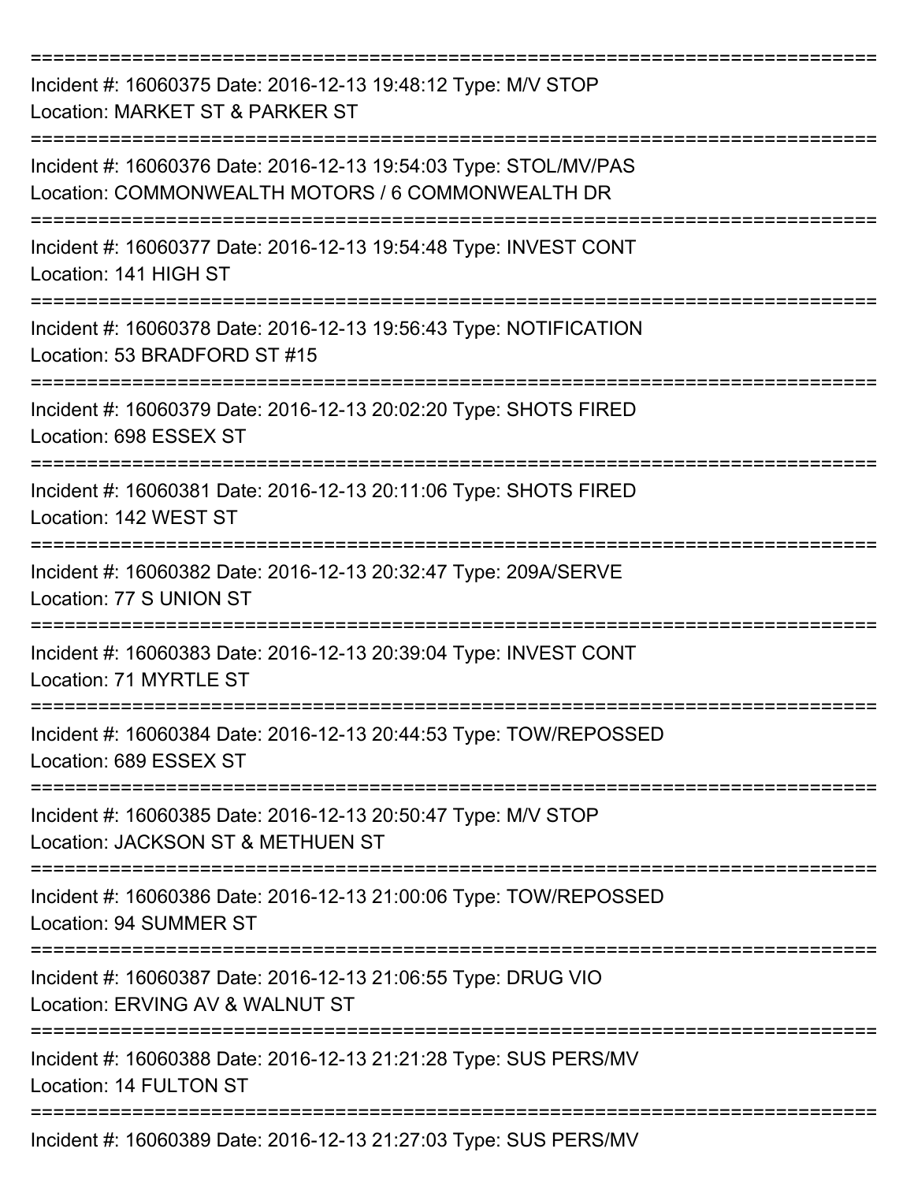===========================================================================

Incident #: 16060375 Date: 2016-12-13 19:48:12 Type: M/V STOP

Location: MARKET ST & PARKER ST

===========================================================================

Incident #: 16060376 Date: 2016-12-13 19:54:03 Type: STOL/MV/PAS

Location: COMMONWEALTH MOTORS / 6 COMMONWEALTH DR

===========================================================================

Incident #: 16060377 Date: 2016-12-13 19:54:48 Type: INVEST CONT

Location: 141 HIGH ST

===========================================================================

Incident #: 16060378 Date: 2016-12-13 19:56:43 Type: NOTIFICATION

Location: 53 BRADFORD ST #15

===========================================================================

Incident #: 16060379 Date: 2016-12-13 20:02:20 Type: SHOTS FIRED

Location: 698 ESSEX ST

===========================================================================

Incident #: 16060381 Date: 2016-12-13 20:11:06 Type: SHOTS FIRED

Location: 142 WEST ST

===========================================================================

Incident #: 16060382 Date: 2016-12-13 20:32:47 Type: 209A/SERVE

Location: 77 S UNION ST

===========================================================================

Incident #: 16060383 Date: 2016-12-13 20:39:04 Type: INVEST CONT

Location: 71 MYRTLE ST

===========================================================================

Incident #: 16060384 Date: 2016-12-13 20:44:53 Type: TOW/REPOSSED

Location: 689 ESSEX ST

===========================================================================

Incident #: 16060385 Date: 2016-12-13 20:50:47 Type: M/V STOP

Location: JACKSON ST & METHUEN ST

===========================================================================

Incident #: 16060386 Date: 2016-12-13 21:00:06 Type: TOW/REPOSSED

Location: 94 SUMMER ST

===========================================================================

Incident #: 16060387 Date: 2016-12-13 21:06:55 Type: DRUG VIO

Location: ERVING AV & WALNUT ST

===========================================================================

Incident #: 16060388 Date: 2016-12-13 21:21:28 Type: SUS PERS/MV

Location: 14 FULTON ST

===========================================================================

Incident #: 16060389 Date: 2016-12-13 21:27:03 Type: SUS PERS/MV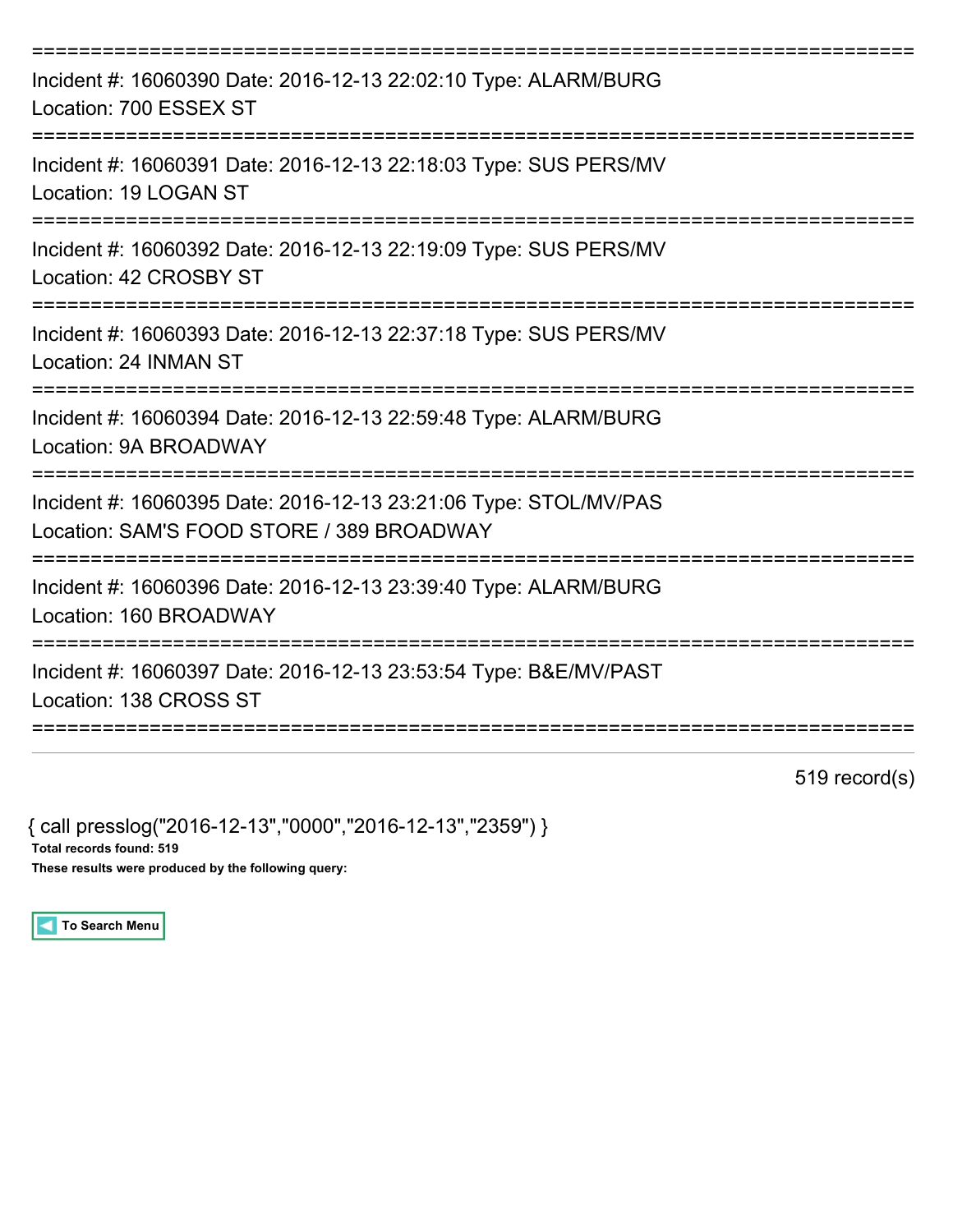===========================================================================

Incident #: 16060390 Date: 2016-12-13 22:02:10 Type: ALARM/BURG

Location: 700 ESSEX ST

===========================================================================

Incident #: 16060391 Date: 2016-12-13 22:18:03 Type: SUS PERS/MV

Location: 19 LOGAN ST

===========================================================================

Incident #: 16060392 Date: 2016-12-13 22:19:09 Type: SUS PERS/MV

Location: 42 CROSBY ST

===========================================================================

Incident #: 16060393 Date: 2016-12-13 22:37:18 Type: SUS PERS/MV

Location: 24 INMAN ST

===========================================================================

Incident #: 16060394 Date: 2016-12-13 22:59:48 Type: ALARM/BURG

Location: 9A BROADWAY

===========================================================================

Incident #: 16060395 Date: 2016-12-13 23:21:06 Type: STOL/MV/PAS

Location: SAM'S FOOD STORE / 389 BROADWAY

===========================================================================

Incident #: 16060396 Date: 2016-12-13 23:39:40 Type: ALARM/BURG

Location: 160 BROADWAY

===========================================================================

Incident #: 16060397 Date: 2016-12-13 23:53:54 Type: B&E/MV/PAST

Location: 138 CROSS ST

===========================================================================

519 record(s)

{ call presslog("2016-12-13","0000","2016-12-13","2359") }

**Total records found: 519**

**These results were produced by the following query:**

To Search Menu